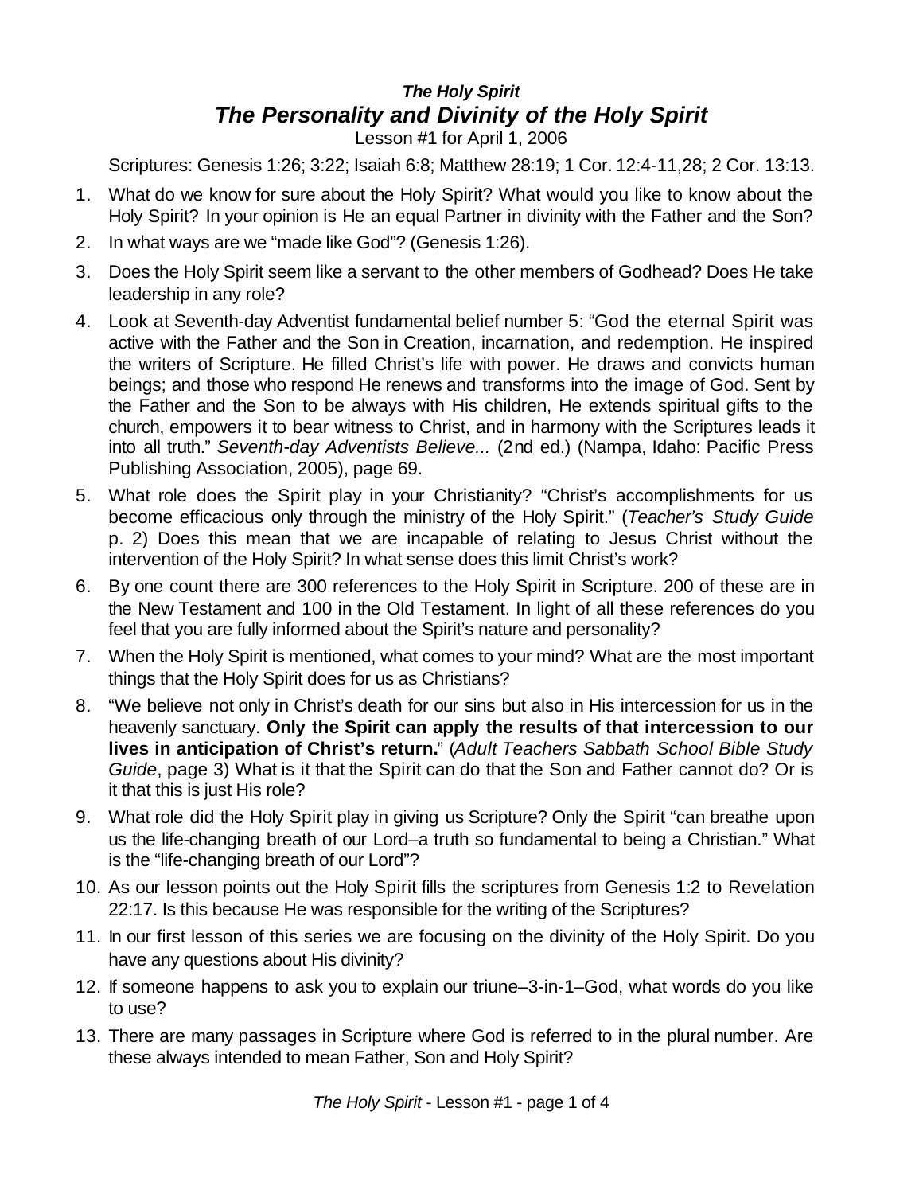***The Holy Spirit***

# *The Personality and Divinity of the Holy Spirit*

Lesson #1 for April 1, 2006

Scriptures: Genesis 1:26; 3:22; Isaiah 6:8; Matthew 28:19; 1 Cor. 12:4-11,28; 2 Cor. 13:13.

1. What do we know for sure about the Holy Spirit? What would you like to know about the Holy Spirit? In your opinion is He an equal Partner in divinity with the Father and the Son?
2. In what ways are we "made like God"? (Genesis 1:26).
3. Does the Holy Spirit seem like a servant to the other members of Godhead? Does He take leadership in any role?
4. Look at Seventh-day Adventist fundamental belief number 5: "God the eternal Spirit was active with the Father and the Son in Creation, incarnation, and redemption. He inspired the writers of Scripture. He filled Christ's life with power. He draws and convicts human beings; and those who respond He renews and transforms into the image of God. Sent by the Father and the Son to be always with His children, He extends spiritual gifts to the church, empowers it to bear witness to Christ, and in harmony with the Scriptures leads it into all truth." *Seventh-day Adventists Believe...* (2nd ed.) (Nampa, Idaho: Pacific Press Publishing Association, 2005), page 69.
5. What role does the Spirit play in your Christianity? "Christ's accomplishments for us become efficacious only through the ministry of the Holy Spirit." (*Teacher's Study Guide* p. 2) Does this mean that we are incapable of relating to Jesus Christ without the intervention of the Holy Spirit? In what sense does this limit Christ's work?
6. By one count there are 300 references to the Holy Spirit in Scripture. 200 of these are in the New Testament and 100 in the Old Testament. In light of all these references do you feel that you are fully informed about the Spirit's nature and personality?
7. When the Holy Spirit is mentioned, what comes to your mind? What are the most important things that the Holy Spirit does for us as Christians?
8. "We believe not only in Christ's death for our sins but also in His intercession for us in the heavenly sanctuary. **Only the Spirit can apply the results of that intercession to our lives in anticipation of Christ's return.**" (*Adult Teachers Sabbath School Bible Study Guide*, page 3) What is it that the Spirit can do that the Son and Father cannot do? Or is it that this is just His role?
9. What role did the Holy Spirit play in giving us Scripture? Only the Spirit "can breathe upon us the life-changing breath of our Lord–a truth so fundamental to being a Christian." What is the "life-changing breath of our Lord"?
10. As our lesson points out the Holy Spirit fills the scriptures from Genesis 1:2 to Revelation 22:17. Is this because He was responsible for the writing of the Scriptures?
11. In our first lesson of this series we are focusing on the divinity of the Holy Spirit. Do you have any questions about His divinity?
12. If someone happens to ask you to explain our triune–3-in-1–God, what words do you like to use?
13. There are many passages in Scripture where God is referred to in the plural number. Are these always intended to mean Father, Son and Holy Spirit?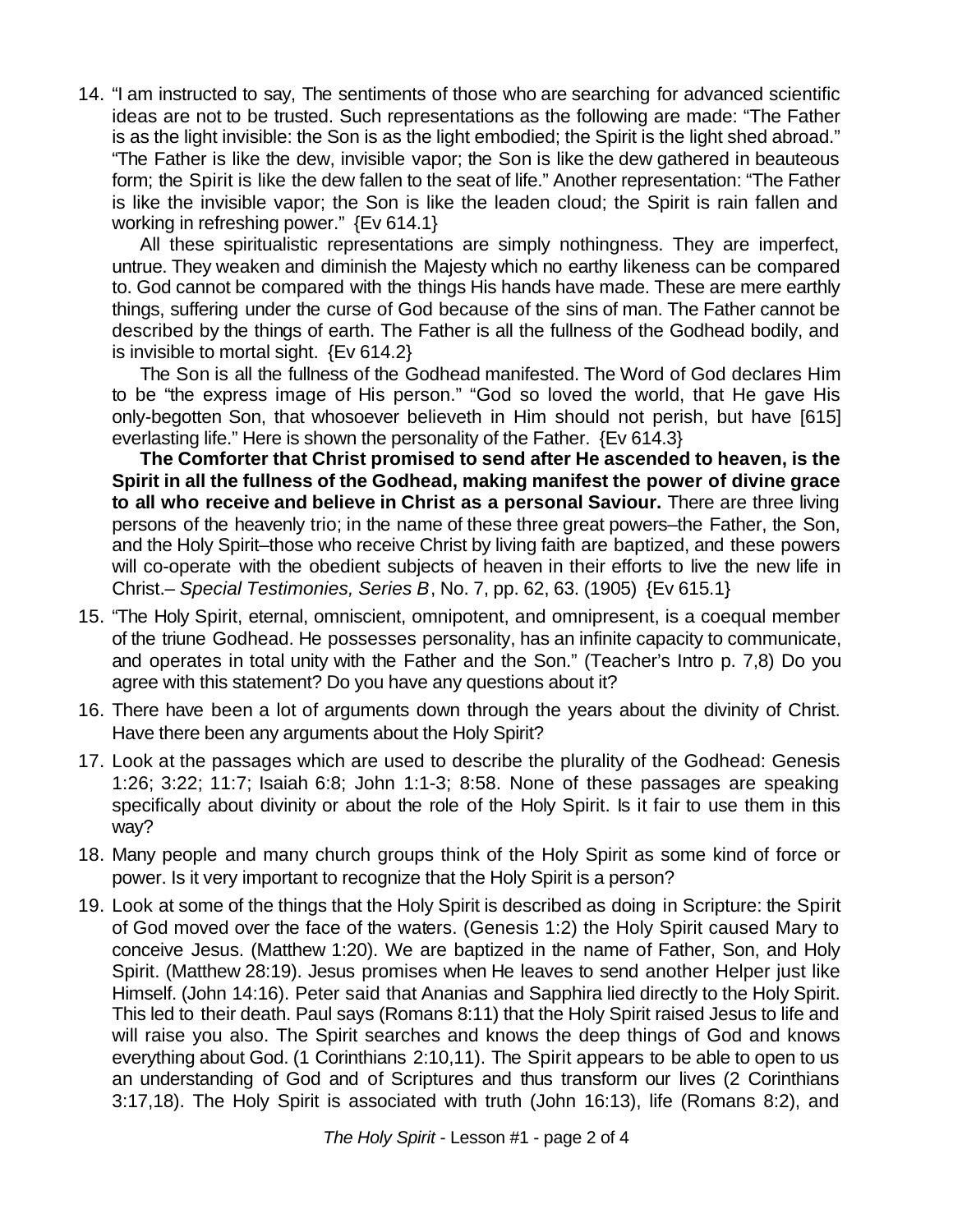14. "I am instructed to say, The sentiments of those who are searching for advanced scientific ideas are not to be trusted. Such representations as the following are made: "The Father is as the light invisible: the Son is as the light embodied; the Spirit is the light shed abroad." "The Father is like the dew, invisible vapor; the Son is like the dew gathered in beauteous form; the Spirit is like the dew fallen to the seat of life." Another representation: "The Father is like the invisible vapor; the Son is like the leaden cloud; the Spirit is rain fallen and working in refreshing power." {Ev 614.1}

    All these spiritualistic representations are simply nothingness. They are imperfect, untrue. They weaken and diminish the Majesty which no earthy likeness can be compared to. God cannot be compared with the things His hands have made. These are mere earthly things, suffering under the curse of God because of the sins of man. The Father cannot be described by the things of earth. The Father is all the fullness of the Godhead bodily, and is invisible to mortal sight. {Ev 614.2}

    The Son is all the fullness of the Godhead manifested. The Word of God declares Him to be "the express image of His person." "God so loved the world, that He gave His only-begotten Son, that whosoever believeth in Him should not perish, but have [615] everlasting life." Here is shown the personality of the Father. {Ev 614.3}

    **The Comforter that Christ promised to send after He ascended to heaven, is the Spirit in all the fullness of the Godhead, making manifest the power of divine grace to all who receive and believe in Christ as a personal Saviour.** There are three living persons of the heavenly trio; in the name of these three great powers–the Father, the Son, and the Holy Spirit–those who receive Christ by living faith are baptized, and these powers will co-operate with the obedient subjects of heaven in their efforts to live the new life in Christ.– *Special Testimonies, Series B*, No. 7, pp. 62, 63. (1905) {Ev 615.1}

15. "The Holy Spirit, eternal, omniscient, omnipotent, and omnipresent, is a coequal member of the triune Godhead. He possesses personality, has an infinite capacity to communicate, and operates in total unity with the Father and the Son." (Teacher's Intro p. 7,8) Do you agree with this statement? Do you have any questions about it?

16. There have been a lot of arguments down through the years about the divinity of Christ. Have there been any arguments about the Holy Spirit?

17. Look at the passages which are used to describe the plurality of the Godhead: Genesis 1:26; 3:22; 11:7; Isaiah 6:8; John 1:1-3; 8:58. None of these passages are speaking specifically about divinity or about the role of the Holy Spirit. Is it fair to use them in this way?

18. Many people and many church groups think of the Holy Spirit as some kind of force or power. Is it very important to recognize that the Holy Spirit is a person?

19. Look at some of the things that the Holy Spirit is described as doing in Scripture: the Spirit of God moved over the face of the waters. (Genesis 1:2) the Holy Spirit caused Mary to conceive Jesus. (Matthew 1:20). We are baptized in the name of Father, Son, and Holy Spirit. (Matthew 28:19). Jesus promises when He leaves to send another Helper just like Himself. (John 14:16). Peter said that Ananias and Sapphira lied directly to the Holy Spirit. This led to their death. Paul says (Romans 8:11) that the Holy Spirit raised Jesus to life and will raise you also. The Spirit searches and knows the deep things of God and knows everything about God. (1 Corinthians 2:10,11). The Spirit appears to be able to open to us an understanding of God and of Scriptures and thus transform our lives (2 Corinthians 3:17,18). The Holy Spirit is associated with truth (John 16:13), life (Romans 8:2), and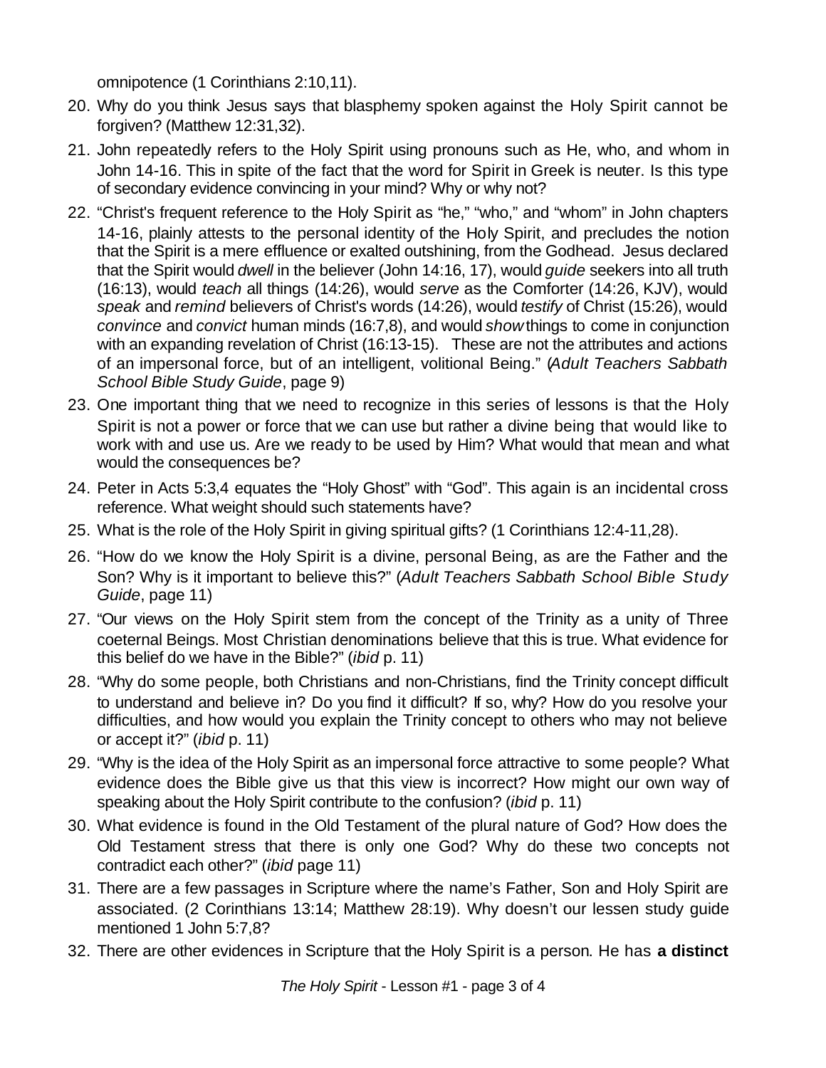omnipotence (1 Corinthians 2:10,11).

20. Why do you think Jesus says that blasphemy spoken against the Holy Spirit cannot be forgiven? (Matthew 12:31,32).
21. John repeatedly refers to the Holy Spirit using pronouns such as He, who, and whom in John 14-16. This in spite of the fact that the word for Spirit in Greek is neuter. Is this type of secondary evidence convincing in your mind? Why or why not?
22. "Christ's frequent reference to the Holy Spirit as "he," "who," and "whom" in John chapters 14-16, plainly attests to the personal identity of the Holy Spirit, and precludes the notion that the Spirit is a mere effluence or exalted outshining, from the Godhead. Jesus declared that the Spirit would *dwell* in the believer (John 14:16, 17), would *guide* seekers into all truth (16:13), would *teach* all things (14:26), would *serve* as the Comforter (14:26, KJV), would *speak* and *remind* believers of Christ's words (14:26), would *testify* of Christ (15:26), would *convince* and *convict* human minds (16:7,8), and would *show* things to come in conjunction with an expanding revelation of Christ (16:13-15). These are not the attributes and actions of an impersonal force, but of an intelligent, volitional Being." (*Adult Teachers Sabbath School Bible Study Guide*, page 9)
23. One important thing that we need to recognize in this series of lessons is that the Holy Spirit is not a power or force that we can use but rather a divine being that would like to work with and use us. Are we ready to be used by Him? What would that mean and what would the consequences be?
24. Peter in Acts 5:3,4 equates the "Holy Ghost" with "God". This again is an incidental cross reference. What weight should such statements have?
25. What is the role of the Holy Spirit in giving spiritual gifts? (1 Corinthians 12:4-11,28).
26. "How do we know the Holy Spirit is a divine, personal Being, as are the Father and the Son? Why is it important to believe this?" (*Adult Teachers Sabbath School Bible Study Guide*, page 11)
27. "Our views on the Holy Spirit stem from the concept of the Trinity as a unity of Three coeternal Beings. Most Christian denominations believe that this is true. What evidence for this belief do we have in the Bible?" (*ibid* p. 11)
28. "Why do some people, both Christians and non-Christians, find the Trinity concept difficult to understand and believe in? Do you find it difficult? If so, why? How do you resolve your difficulties, and how would you explain the Trinity concept to others who may not believe or accept it?" (*ibid* p. 11)
29. "Why is the idea of the Holy Spirit as an impersonal force attractive to some people? What evidence does the Bible give us that this view is incorrect? How might our own way of speaking about the Holy Spirit contribute to the confusion? (*ibid* p. 11)
30. What evidence is found in the Old Testament of the plural nature of God? How does the Old Testament stress that there is only one God? Why do these two concepts not contradict each other?" (*ibid* page 11)
31. There are a few passages in Scripture where the name's Father, Son and Holy Spirit are associated. (2 Corinthians 13:14; Matthew 28:19). Why doesn't our lessen study guide mentioned 1 John 5:7,8?
32. There are other evidences in Scripture that the Holy Spirit is a person. He has **a distinct**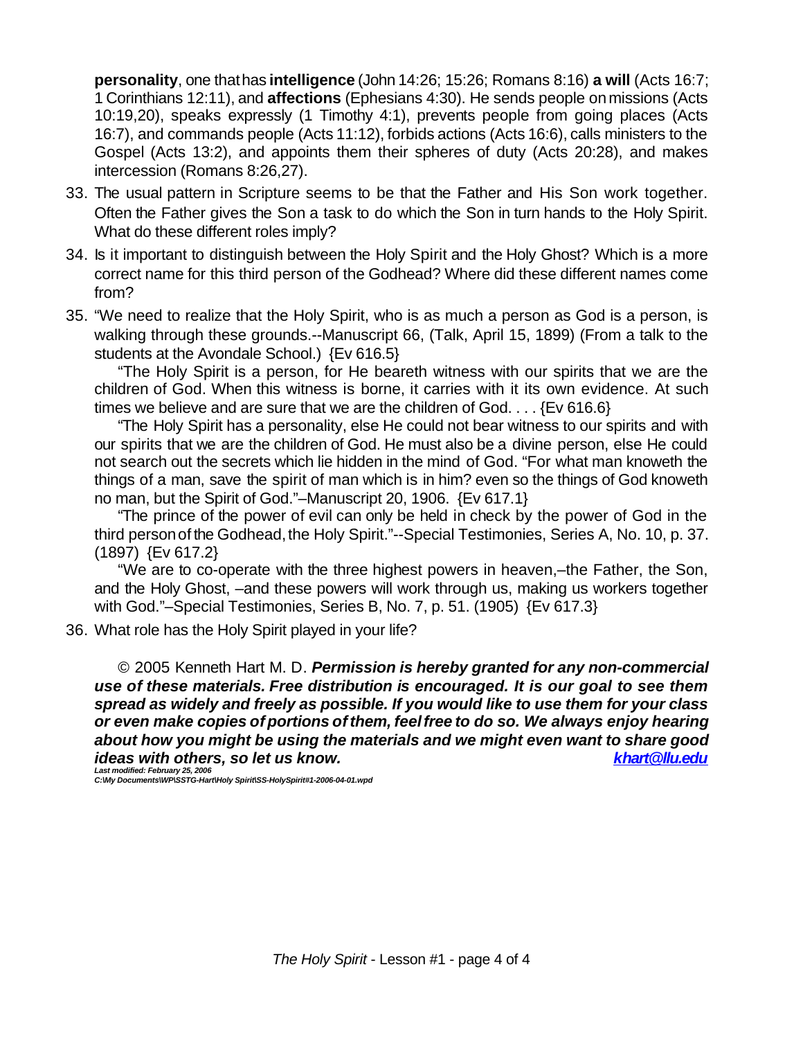**personality**, one that has **intelligence** (John 14:26; 15:26; Romans 8:16) **a will** (Acts 16:7; 1 Corinthians 12:11), and **affections** (Ephesians 4:30). He sends people on missions (Acts 10:19,20), speaks expressly (1 Timothy 4:1), prevents people from going places (Acts 16:7), and commands people (Acts 11:12), forbids actions (Acts 16:6), calls ministers to the Gospel (Acts 13:2), and appoints them their spheres of duty (Acts 20:28), and makes intercession (Romans 8:26,27).

33. The usual pattern in Scripture seems to be that the Father and His Son work together. Often the Father gives the Son a task to do which the Son in turn hands to the Holy Spirit. What do these different roles imply?
34. Is it important to distinguish between the Holy Spirit and the Holy Ghost? Which is a more correct name for this third person of the Godhead? Where did these different names come from?
35. "We need to realize that the Holy Spirit, who is as much a person as God is a person, is walking through these grounds.--Manuscript 66, (Talk, April 15, 1899) (From a talk to the students at the Avondale School.) {Ev 616.5}

    "The Holy Spirit is a person, for He beareth witness with our spirits that we are the children of God. When this witness is borne, it carries with it its own evidence. At such times we believe and are sure that we are the children of God. . . . {Ev 616.6}

    "The Holy Spirit has a personality, else He could not bear witness to our spirits and with our spirits that we are the children of God. He must also be a divine person, else He could not search out the secrets which lie hidden in the mind of God. "For what man knoweth the things of a man, save the spirit of man which is in him? even so the things of God knoweth no man, but the Spirit of God."–Manuscript 20, 1906. {Ev 617.1}

    "The prince of the power of evil can only be held in check by the power of God in the third person of the Godhead, the Holy Spirit."--Special Testimonies, Series A, No. 10, p. 37. (1897) {Ev 617.2}

    "We are to co-operate with the three highest powers in heaven,–the Father, the Son, and the Holy Ghost, –and these powers will work through us, making us workers together with God."–Special Testimonies, Series B, No. 7, p. 51. (1905) {Ev 617.3}
36. What role has the Holy Spirit played in your life?

© 2005 Kenneth Hart M. D. ***Permission is hereby granted for any non-commercial use of these materials. Free distribution is encouraged. It is our goal to see them spread as widely and freely as possible. If you would like to use them for your class or even make copies of portions of them, feel free to do so. We always enjoy hearing about how you might be using the materials and we might even want to share good ideas with others, so let us know.*** ***khart@llu.edu***

***Last modified: February 25, 2006***
***C:\My Documents\WP\SSTG-Hart\Holy Spirit\SS-HolySpirit#1-2006-04-01.wpd***